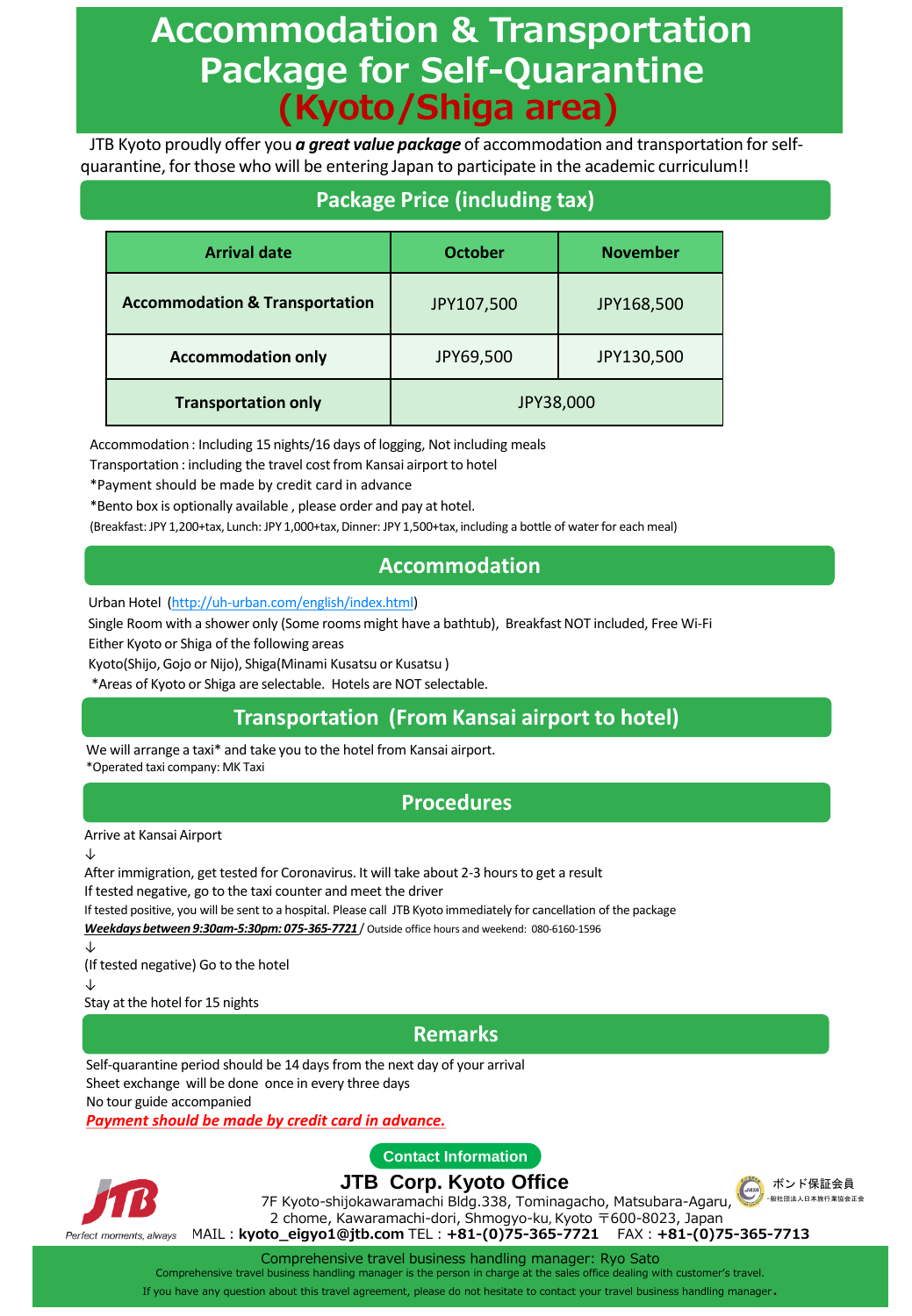# Accommodation & Transportation Package for Self-Quarantine (Kyoto/Shiga area)

JTB Kyoto proudly offer you ***a great value package*** of accommodation and transportation for self-quarantine, for those who will be entering Japan to participate in the academic curriculum!!

## Package Price (including tax)

| Arrival date | October | November |
|---|---|---|
| **Accommodation & Transportation** | JPY107,500 | JPY168,500 |
| **Accommodation only** | JPY69,500 | JPY130,500 |
| **Transportation only** | JPY38,000 | |

Accommodation : Including 15 nights/16 days of logging, Not including meals

Transportation : including the travel cost from Kansai airport to hotel

*Payment should be made by credit card in advance

*Bento box is optionally available , please order and pay at hotel.

(Breakfast: JPY 1,200+tax, Lunch: JPY 1,000+tax, Dinner: JPY 1,500+tax, including a bottle of water for each meal)

## Accommodation

Urban Hotel (http://uh-urban.com/english/index.html)

Single Room with a shower only (Some rooms might have a bathtub), Breakfast NOT included, Free Wi-Fi

Either Kyoto or Shiga of the following areas

Kyoto(Shijo, Gojo or Nijo), Shiga(Minami Kusatsu or Kusatsu )

*Areas of Kyoto or Shiga are selectable. Hotels are NOT selectable.

## Transportation (From Kansai airport to hotel)

We will arrange a taxi* and take you to the hotel from Kansai airport.

*Operated taxi company: MK Taxi

## Procedures

Arrive at Kansai Airport

↓

After immigration, get tested for Coronavirus. It will take about 2-3 hours to get a result

If tested negative, go to the taxi counter and meet the driver

If tested positive, you will be sent to a hospital. Please call JTB Kyoto immediately for cancellation of the package

***Weekdays between 9:30am-5:30pm: 075-365-7721*** / Outside office hours and weekend: 080-6160-1596

↓

(If tested negative) Go to the hotel

↓

Stay at the hotel for 15 nights

## Remarks

Self-quarantine period should be 14 days from the next day of your arrival

Sheet exchange will be done once in every three days

No tour guide accompanied

***Payment should be made by credit card in advance.***

**Contact Information**

**JTB Corp. Kyoto Office**

7F Kyoto-shijokawaramachi Bldg.338, Tominagacho, Matsubara-Agaru, 2 chome, Kawaramachi-dori, Shmogyo-ku, Kyoto 〒600-8023, Japan

MAIL：**kyoto_eigyo1@jtb.com** TEL：**+81-(0)75-365-7721** FAX：**+81-(0)75-365-7713**

JTB Perfect moments, always

ボンド保証会員 一般社団法人日本旅行業協会正会員

Comprehensive travel business handling manager: Ryo Sato

Comprehensive travel business handling manager is the person in charge at the sales office dealing with customer's travel.

If you have any question about this travel agreement, please do not hesitate to contact your travel business handling manager.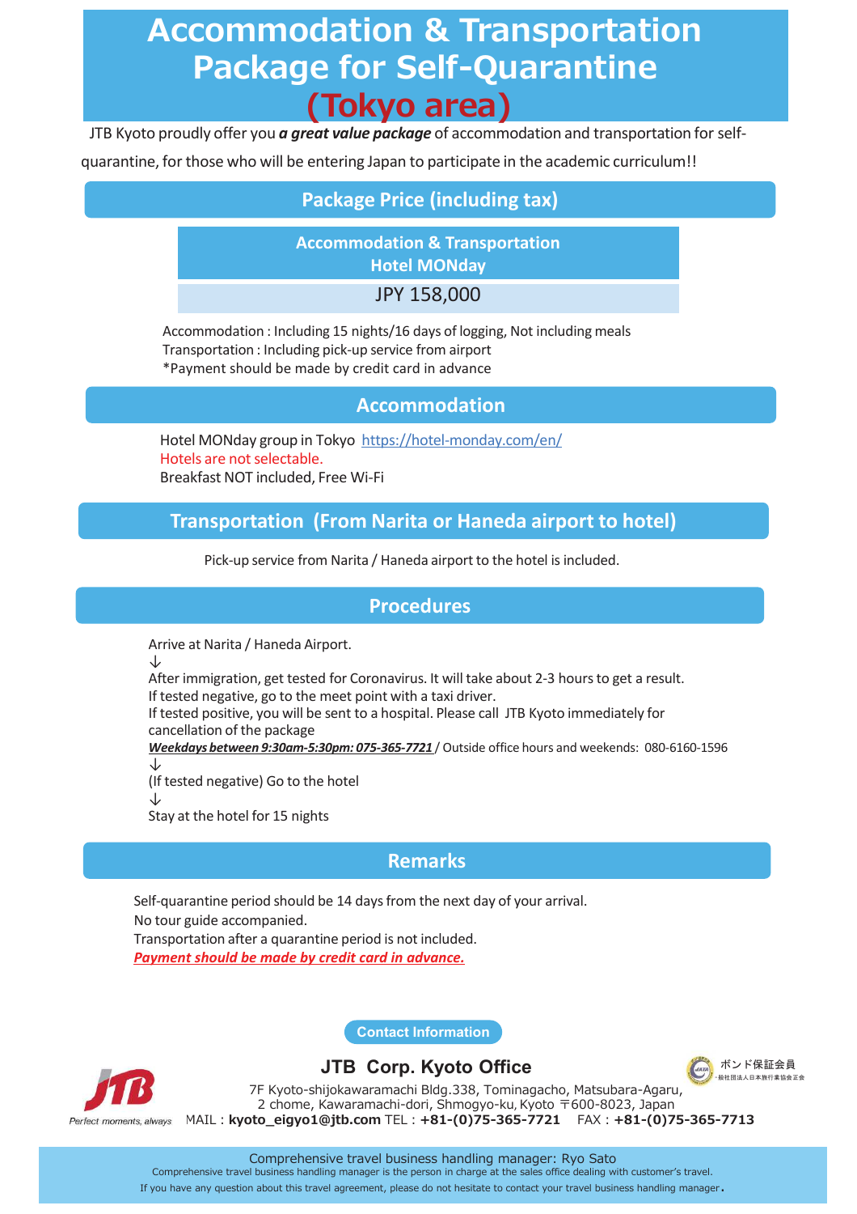# Accommodation & Transportation Package for Self-Quarantine (Tokyo area)

JTB Kyoto proudly offer you ***a great value package*** of accommodation and transportation for self-quarantine, for those who will be entering Japan to participate in the academic curriculum!!

## Package Price (including tax)

| Accommodation & Transportation<br>Hotel MONday |
|---|
| JPY 158,000 |

Accommodation : Including 15 nights/16 days of logging, Not including meals
Transportation : Including pick-up service from airport
*Payment should be made by credit card in advance

## Accommodation

Hotel MONday group in Tokyo https://hotel-monday.com/en/
Hotels are not selectable.
Breakfast NOT included, Free Wi-Fi

## Transportation (From Narita or Haneda airport to hotel)

Pick-up service from Narita / Haneda airport to the hotel is included.

## Procedures

Arrive at Narita / Haneda Airport.
↓
After immigration, get tested for Coronavirus. It will take about 2-3 hours to get a result.
If tested negative, go to the meet point with a taxi driver.
If tested positive, you will be sent to a hospital. Please call JTB Kyoto immediately for cancellation of the package
***Weekdays between 9:30am-5:30pm: 075-365-7721*** / Outside office hours and weekends: 080-6160-1596
↓
(If tested negative) Go to the hotel
↓
Stay at the hotel for 15 nights

## Remarks

Self-quarantine period should be 14 days from the next day of your arrival.
No tour guide accompanied.
Transportation after a quarantine period is not included.
***Payment should be made by credit card in advance.***

**Contact Information**

**JTB Corp. Kyoto Office**

ボンド保証会員
一般社団法人日本旅行業協会正会員

Perfect moments, always

7F Kyoto-shijokawaramachi Bldg.338, Tominagacho, Matsubara-Agaru, 2 chome, Kawaramachi-dori, Shmogyo-ku, Kyoto 〒600-8023, Japan
MAIL：**kyoto_eigyo1@jtb.com** TEL：**+81-(0)75-365-7721** FAX：**+81-(0)75-365-7713**

Comprehensive travel business handling manager: Ryo Sato
Comprehensive travel business handling manager is the person in charge at the sales office dealing with customer's travel.
If you have any question about this travel agreement, please do not hesitate to contact your travel business handling manager.